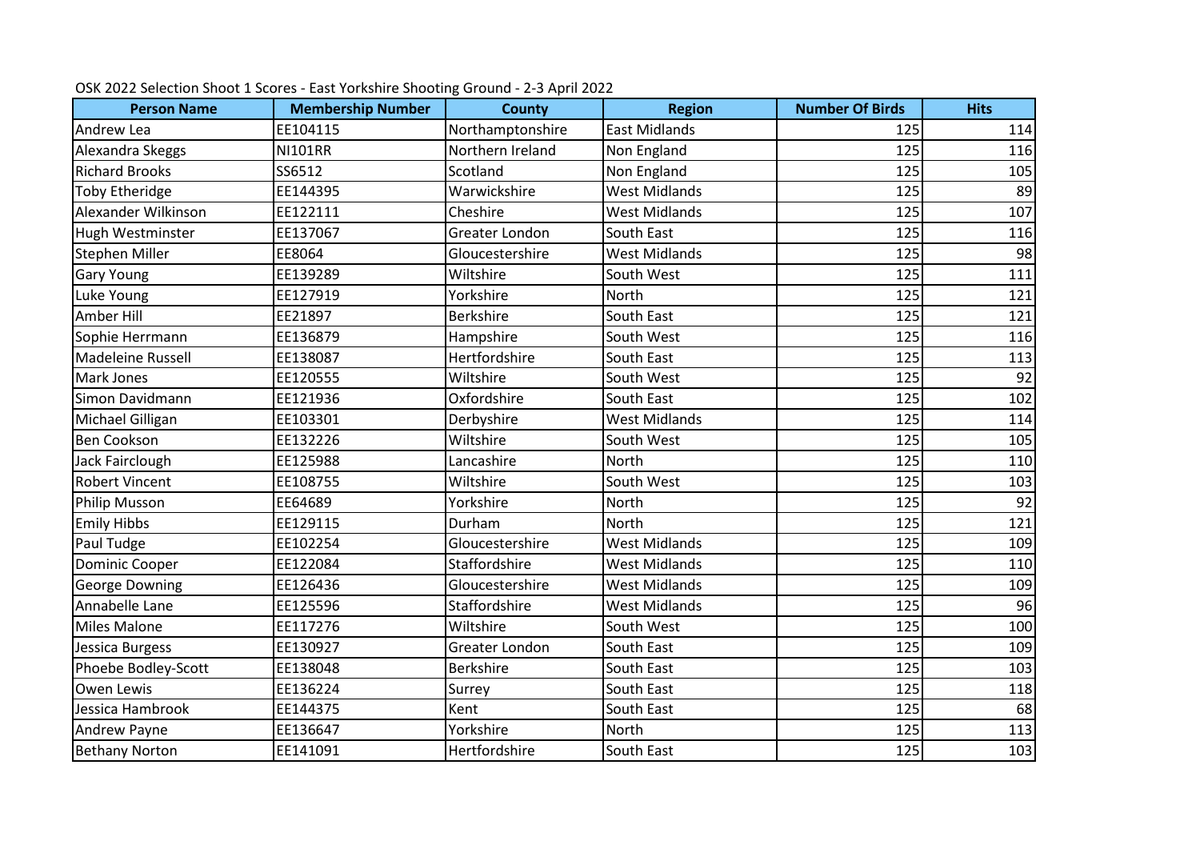OSK 2022 Selection Shoot 1 Scores - East Yorkshire Shooting Ground - 2-3 April 2022

| Person Name | Membership Number | County | Region | Number Of Birds | Hits |
|---|---|---|---|---|---|
| Andrew Lea | EE104115 | Northamptonshire | East Midlands | 125 | 114 |
| Alexandra Skeggs | NI101RR | Northern Ireland | Non England | 125 | 116 |
| Richard Brooks | SS6512 | Scotland | Non England | 125 | 105 |
| Toby Etheridge | EE144395 | Warwickshire | West Midlands | 125 | 89 |
| Alexander Wilkinson | EE122111 | Cheshire | West Midlands | 125 | 107 |
| Hugh Westminster | EE137067 | Greater London | South East | 125 | 116 |
| Stephen Miller | EE8064 | Gloucestershire | West Midlands | 125 | 98 |
| Gary Young | EE139289 | Wiltshire | South West | 125 | 111 |
| Luke Young | EE127919 | Yorkshire | North | 125 | 121 |
| Amber Hill | EE21897 | Berkshire | South East | 125 | 121 |
| Sophie Herrmann | EE136879 | Hampshire | South West | 125 | 116 |
| Madeleine Russell | EE138087 | Hertfordshire | South East | 125 | 113 |
| Mark Jones | EE120555 | Wiltshire | South West | 125 | 92 |
| Simon Davidmann | EE121936 | Oxfordshire | South East | 125 | 102 |
| Michael Gilligan | EE103301 | Derbyshire | West Midlands | 125 | 114 |
| Ben Cookson | EE132226 | Wiltshire | South West | 125 | 105 |
| Jack Fairclough | EE125988 | Lancashire | North | 125 | 110 |
| Robert Vincent | EE108755 | Wiltshire | South West | 125 | 103 |
| Philip Musson | EE64689 | Yorkshire | North | 125 | 92 |
| Emily Hibbs | EE129115 | Durham | North | 125 | 121 |
| Paul Tudge | EE102254 | Gloucestershire | West Midlands | 125 | 109 |
| Dominic Cooper | EE122084 | Staffordshire | West Midlands | 125 | 110 |
| George Downing | EE126436 | Gloucestershire | West Midlands | 125 | 109 |
| Annabelle Lane | EE125596 | Staffordshire | West Midlands | 125 | 96 |
| Miles Malone | EE117276 | Wiltshire | South West | 125 | 100 |
| Jessica Burgess | EE130927 | Greater London | South East | 125 | 109 |
| Phoebe Bodley-Scott | EE138048 | Berkshire | South East | 125 | 103 |
| Owen Lewis | EE136224 | Surrey | South East | 125 | 118 |
| Jessica Hambrook | EE144375 | Kent | South East | 125 | 68 |
| Andrew Payne | EE136647 | Yorkshire | North | 125 | 113 |
| Bethany Norton | EE141091 | Hertfordshire | South East | 125 | 103 |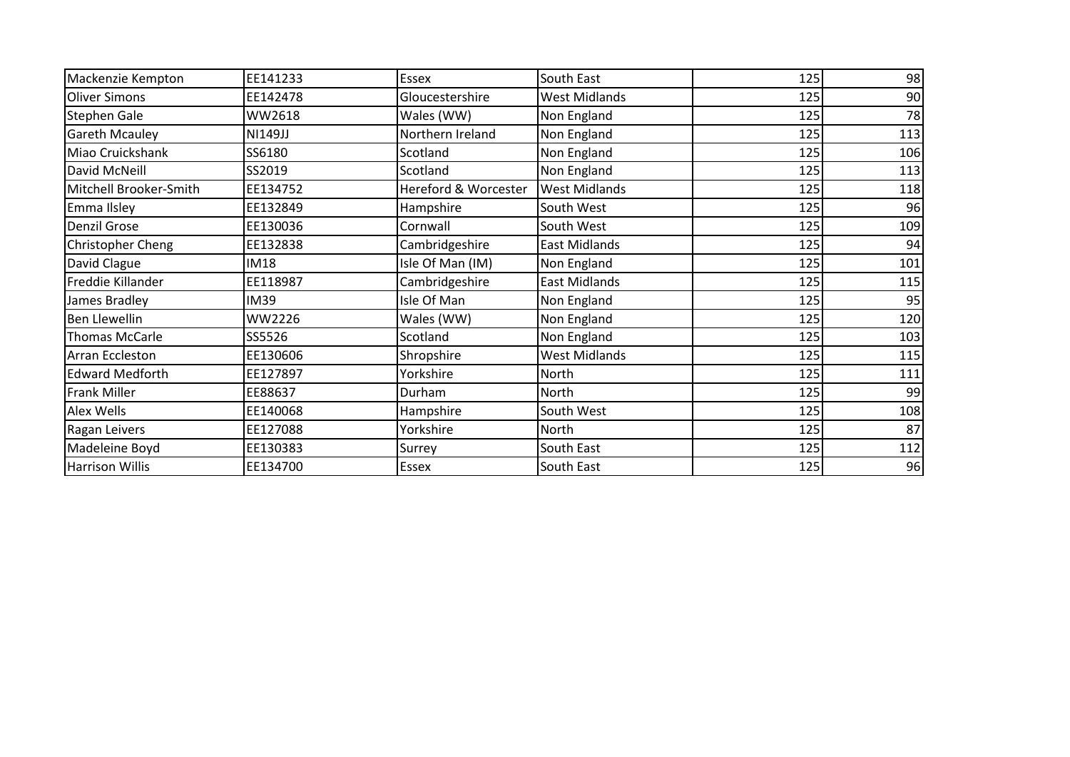| | | | | | |
|---|---|---|---|---|---|
| Mackenzie Kempton | EE141233 | Essex | South East | 125 | 98 |
| Oliver Simons | EE142478 | Gloucestershire | West Midlands | 125 | 90 |
| Stephen Gale | WW2618 | Wales (WW) | Non England | 125 | 78 |
| Gareth Mcauley | NI149JJ | Northern Ireland | Non England | 125 | 113 |
| Miao Cruickshank | SS6180 | Scotland | Non England | 125 | 106 |
| David McNeill | SS2019 | Scotland | Non England | 125 | 113 |
| Mitchell Brooker-Smith | EE134752 | Hereford & Worcester | West Midlands | 125 | 118 |
| Emma Ilsley | EE132849 | Hampshire | South West | 125 | 96 |
| Denzil Grose | EE130036 | Cornwall | South West | 125 | 109 |
| Christopher Cheng | EE132838 | Cambridgeshire | East Midlands | 125 | 94 |
| David Clague | IM18 | Isle Of Man (IM) | Non England | 125 | 101 |
| Freddie Killander | EE118987 | Cambridgeshire | East Midlands | 125 | 115 |
| James Bradley | IM39 | Isle Of Man | Non England | 125 | 95 |
| Ben Llewellin | WW2226 | Wales (WW) | Non England | 125 | 120 |
| Thomas McCarle | SS5526 | Scotland | Non England | 125 | 103 |
| Arran Eccleston | EE130606 | Shropshire | West Midlands | 125 | 115 |
| Edward Medforth | EE127897 | Yorkshire | North | 125 | 111 |
| Frank Miller | EE88637 | Durham | North | 125 | 99 |
| Alex Wells | EE140068 | Hampshire | South West | 125 | 108 |
| Ragan Leivers | EE127088 | Yorkshire | North | 125 | 87 |
| Madeleine Boyd | EE130383 | Surrey | South East | 125 | 112 |
| Harrison Willis | EE134700 | Essex | South East | 125 | 96 |